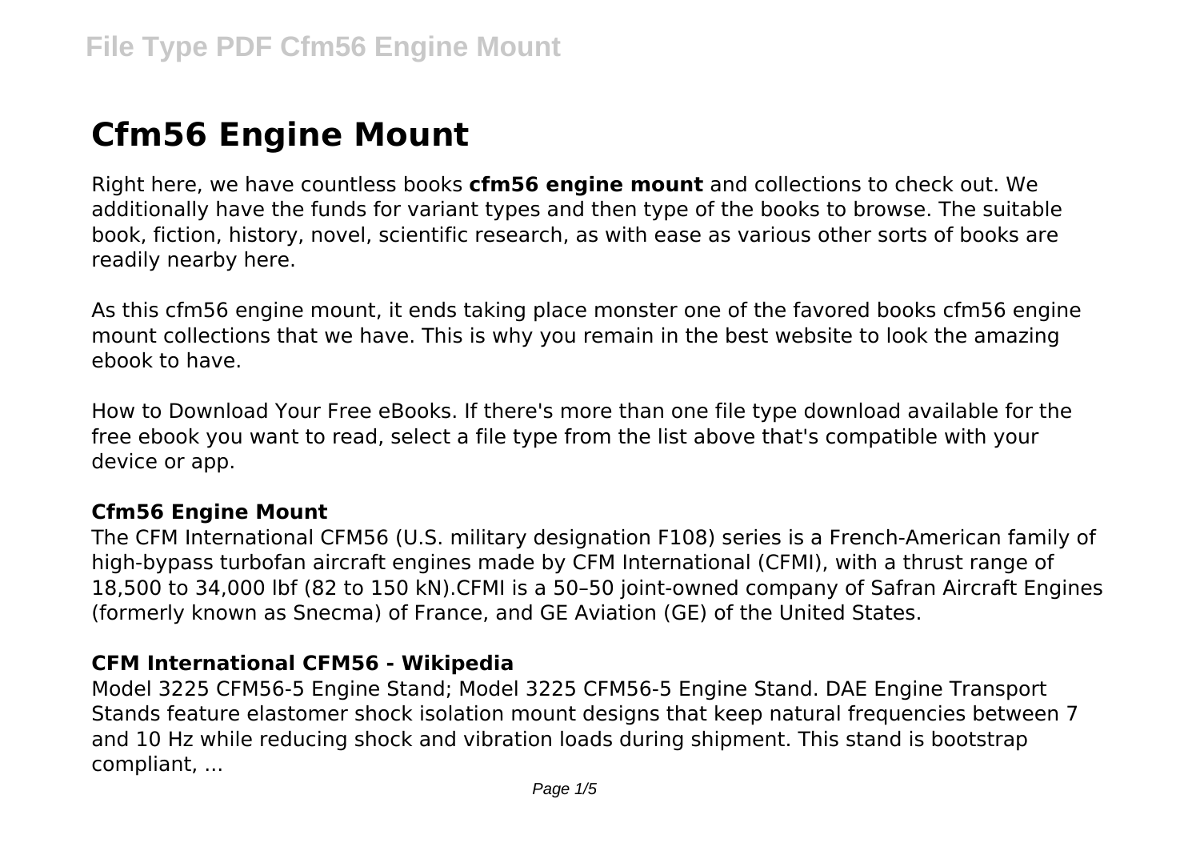# Cfm56 Engine Mount

Right here, we have countless books **cfm56 engine mount** and collections to check out. We additionally have the funds for variant types and then type of the books to browse. The suitable book, fiction, history, novel, scientific research, as with ease as various other sorts of books are readily nearby here.

As this cfm56 engine mount, it ends taking place monster one of the favored books cfm56 engine mount collections that we have. This is why you remain in the best website to look the amazing ebook to have.

How to Download Your Free eBooks. If there's more than one file type download available for the free ebook you want to read, select a file type from the list above that's compatible with your device or app.

### Cfm56 Engine Mount

The CFM International CFM56 (U.S. military designation F108) series is a French-American family of high-bypass turbofan aircraft engines made by CFM International (CFMI), with a thrust range of 18,500 to 34,000 lbf (82 to 150 kN).CFMI is a 50–50 joint-owned company of Safran Aircraft Engines (formerly known as Snecma) of France, and GE Aviation (GE) of the United States.

### CFM International CFM56 - Wikipedia

Model 3225 CFM56-5 Engine Stand; Model 3225 CFM56-5 Engine Stand. DAE Engine Transport Stands feature elastomer shock isolation mount designs that keep natural frequencies between 7 and 10 Hz while reducing shock and vibration loads during shipment. This stand is bootstrap compliant, ...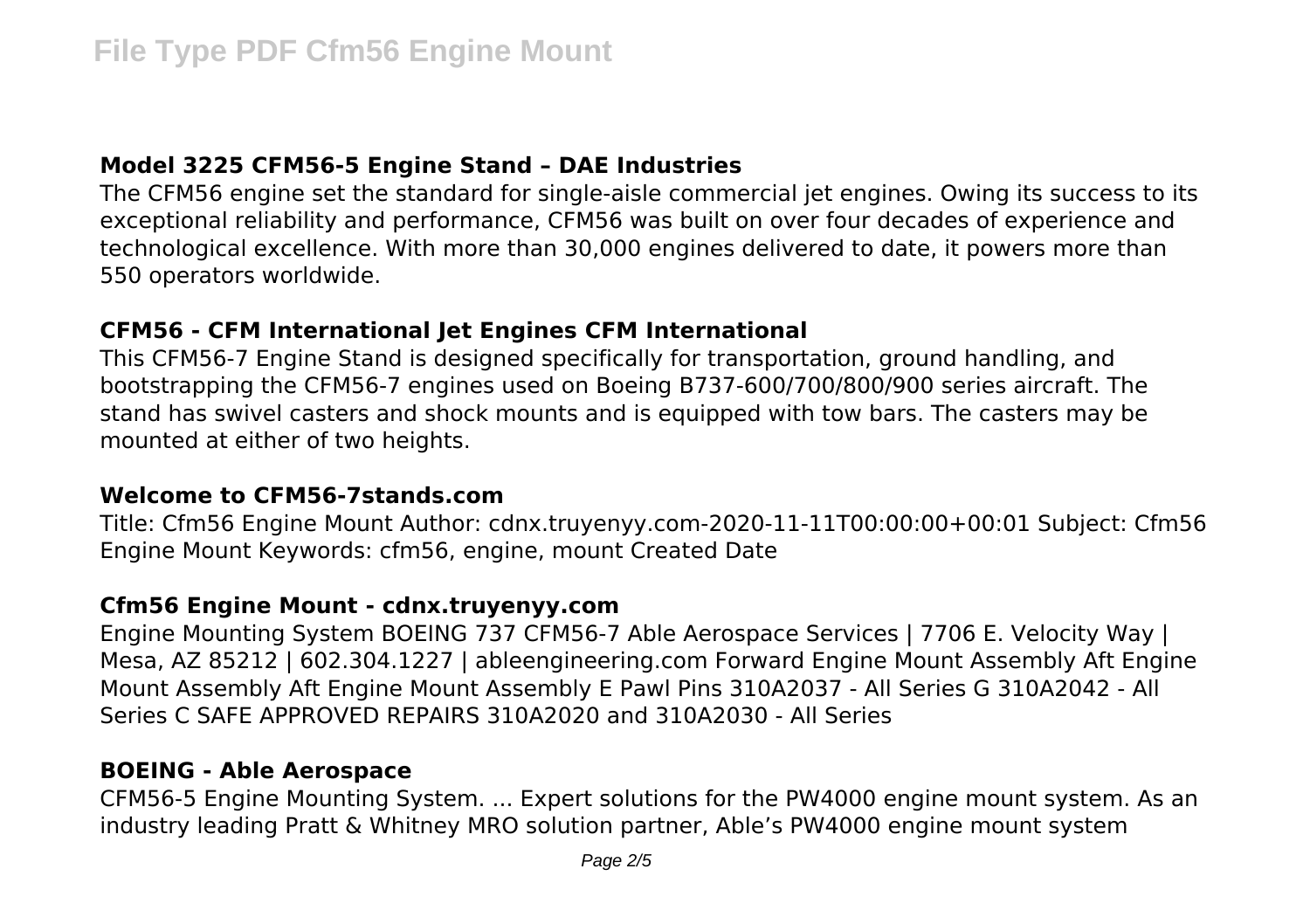### Model 3225 CFM56-5 Engine Stand – DAE Industries

The CFM56 engine set the standard for single-aisle commercial jet engines. Owing its success to its exceptional reliability and performance, CFM56 was built on over four decades of experience and technological excellence. With more than 30,000 engines delivered to date, it powers more than 550 operators worldwide.

### CFM56 - CFM International Jet Engines CFM International

This CFM56-7 Engine Stand is designed specifically for transportation, ground handling, and bootstrapping the CFM56-7 engines used on Boeing B737-600/700/800/900 series aircraft. The stand has swivel casters and shock mounts and is equipped with tow bars. The casters may be mounted at either of two heights.

### Welcome to CFM56-7stands.com

Title: Cfm56 Engine Mount Author: cdnx.truyenyy.com-2020-11-11T00:00:00+00:01 Subject: Cfm56 Engine Mount Keywords: cfm56, engine, mount Created Date

### Cfm56 Engine Mount - cdnx.truyenyy.com

Engine Mounting System BOEING 737 CFM56-7 Able Aerospace Services | 7706 E. Velocity Way | Mesa, AZ 85212 | 602.304.1227 | ableengineering.com Forward Engine Mount Assembly Aft Engine Mount Assembly Aft Engine Mount Assembly E Pawl Pins 310A2037 - All Series G 310A2042 - All Series C SAFE APPROVED REPAIRS 310A2020 and 310A2030 - All Series

### BOEING - Able Aerospace

CFM56-5 Engine Mounting System. ... Expert solutions for the PW4000 engine mount system. As an industry leading Pratt & Whitney MRO solution partner, Able's PW4000 engine mount system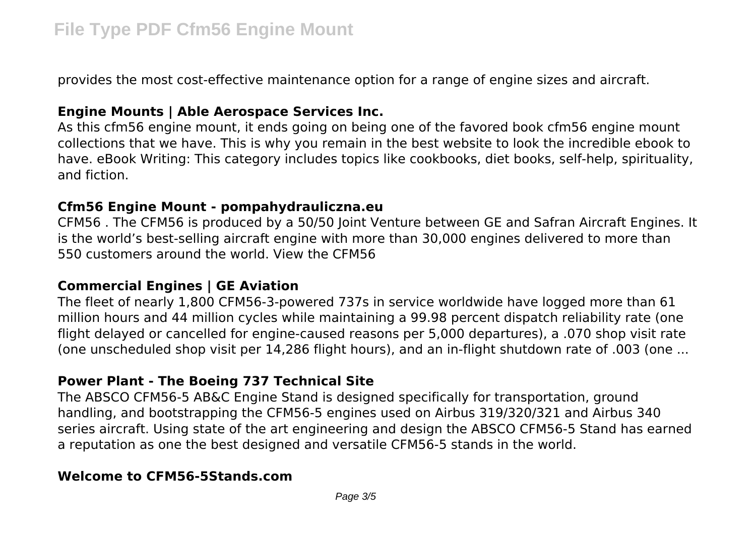provides the most cost-effective maintenance option for a range of engine sizes and aircraft.

### Engine Mounts | Able Aerospace Services Inc.

As this cfm56 engine mount, it ends going on being one of the favored book cfm56 engine mount collections that we have. This is why you remain in the best website to look the incredible ebook to have. eBook Writing: This category includes topics like cookbooks, diet books, self-help, spirituality, and fiction.

### Cfm56 Engine Mount - pompahydrauliczna.eu

CFM56 . The CFM56 is produced by a 50/50 Joint Venture between GE and Safran Aircraft Engines. It is the world's best-selling aircraft engine with more than 30,000 engines delivered to more than 550 customers around the world. View the CFM56

### Commercial Engines | GE Aviation

The fleet of nearly 1,800 CFM56-3-powered 737s in service worldwide have logged more than 61 million hours and 44 million cycles while maintaining a 99.98 percent dispatch reliability rate (one flight delayed or cancelled for engine-caused reasons per 5,000 departures), a .070 shop visit rate (one unscheduled shop visit per 14,286 flight hours), and an in-flight shutdown rate of .003 (one ...

### Power Plant - The Boeing 737 Technical Site

The ABSCO CFM56-5 AB&C Engine Stand is designed specifically for transportation, ground handling, and bootstrapping the CFM56-5 engines used on Airbus 319/320/321 and Airbus 340 series aircraft. Using state of the art engineering and design the ABSCO CFM56-5 Stand has earned a reputation as one the best designed and versatile CFM56-5 stands in the world.

### Welcome to CFM56-5Stands.com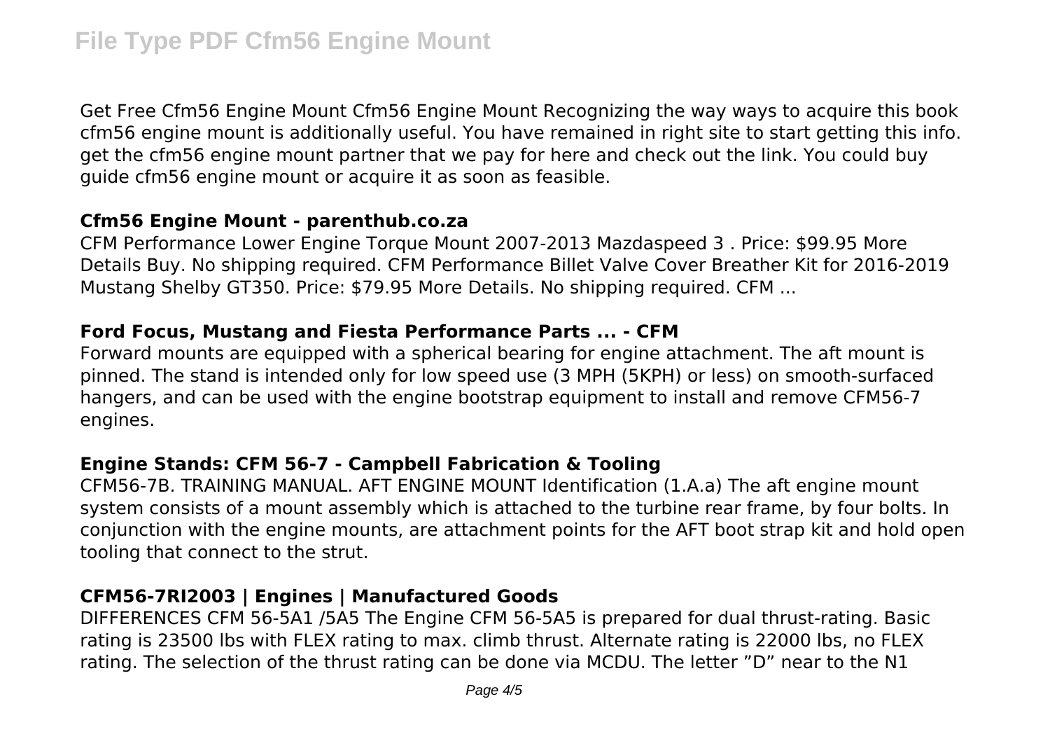Get Free Cfm56 Engine Mount Cfm56 Engine Mount Recognizing the way ways to acquire this book cfm56 engine mount is additionally useful. You have remained in right site to start getting this info. get the cfm56 engine mount partner that we pay for here and check out the link. You could buy guide cfm56 engine mount or acquire it as soon as feasible.

### Cfm56 Engine Mount - parenthub.co.za

CFM Performance Lower Engine Torque Mount 2007-2013 Mazdaspeed 3 . Price: $99.95 More Details Buy. No shipping required. CFM Performance Billet Valve Cover Breather Kit for 2016-2019 Mustang Shelby GT350. Price: $79.95 More Details. No shipping required. CFM ...

### Ford Focus, Mustang and Fiesta Performance Parts ... - CFM

Forward mounts are equipped with a spherical bearing for engine attachment. The aft mount is pinned. The stand is intended only for low speed use (3 MPH (5KPH) or less) on smooth-surfaced hangers, and can be used with the engine bootstrap equipment to install and remove CFM56-7 engines.

### Engine Stands: CFM 56-7 - Campbell Fabrication & Tooling

CFM56-7B. TRAINING MANUAL. AFT ENGINE MOUNT Identification (1.A.a) The aft engine mount system consists of a mount assembly which is attached to the turbine rear frame, by four bolts. In conjunction with the engine mounts, are attachment points for the AFT boot strap kit and hold open tooling that connect to the strut.

### CFM56-7RI2003 | Engines | Manufactured Goods

DIFFERENCES CFM 56-5A1 /5A5 The Engine CFM 56-5A5 is prepared for dual thrust-rating. Basic rating is 23500 lbs with FLEX rating to max. climb thrust. Alternate rating is 22000 lbs, no FLEX rating. The selection of the thrust rating can be done via MCDU. The letter "D" near to the N1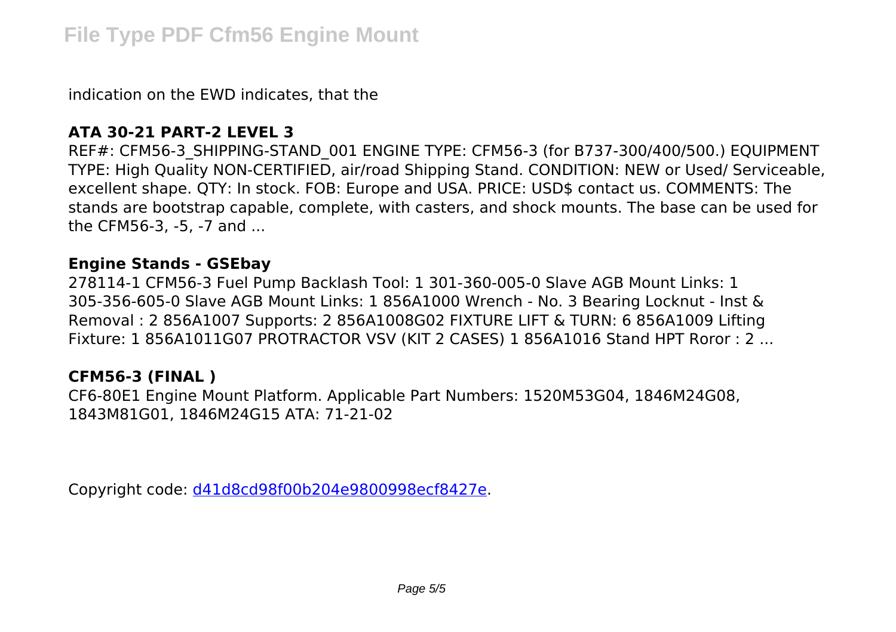indication on the EWD indicates, that the

### ATA 30-21 PART-2 LEVEL 3

REF#: CFM56-3_SHIPPING-STAND_001 ENGINE TYPE: CFM56-3 (for B737-300/400/500.) EQUIPMENT TYPE: High Quality NON-CERTIFIED, air/road Shipping Stand. CONDITION: NEW or Used/ Serviceable, excellent shape. QTY: In stock. FOB: Europe and USA. PRICE: USD$ contact us. COMMENTS: The stands are bootstrap capable, complete, with casters, and shock mounts. The base can be used for the CFM56-3, -5, -7 and ...

### Engine Stands - GSEbay

278114-1 CFM56-3 Fuel Pump Backlash Tool: 1 301-360-005-0 Slave AGB Mount Links: 1 305-356-605-0 Slave AGB Mount Links: 1 856A1000 Wrench - No. 3 Bearing Locknut - Inst & Removal : 2 856A1007 Supports: 2 856A1008G02 FIXTURE LIFT & TURN: 6 856A1009 Lifting Fixture: 1 856A1011G07 PROTRACTOR VSV (KIT 2 CASES) 1 856A1016 Stand HPT Roror : 2 ...

### CFM56-3 (FINAL )

CF6-80E1 Engine Mount Platform. Applicable Part Numbers: 1520M53G04, 1846M24G08, 1843M81G01, 1846M24G15 ATA: 71-21-02

Copyright code: d41d8cd98f00b204e9800998ecf8427e.